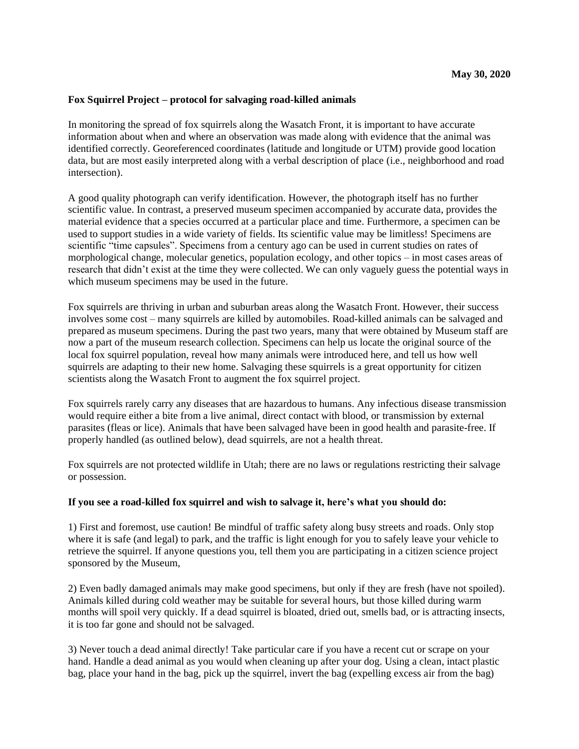**May 30, 2020**

**Fox Squirrel Project – protocol for salvaging road-killed animals**

In monitoring the spread of fox squirrels along the Wasatch Front, it is important to have accurate information about when and where an observation was made along with evidence that the animal was identified correctly. Georeferenced coordinates (latitude and longitude or UTM) provide good location data, but are most easily interpreted along with a verbal description of place (i.e., neighborhood and road intersection).

A good quality photograph can verify identification. However, the photograph itself has no further scientific value. In contrast, a preserved museum specimen accompanied by accurate data, provides the material evidence that a species occurred at a particular place and time. Furthermore, a specimen can be used to support studies in a wide variety of fields. Its scientific value may be limitless! Specimens are scientific "time capsules". Specimens from a century ago can be used in current studies on rates of morphological change, molecular genetics, population ecology, and other topics – in most cases areas of research that didn't exist at the time they were collected. We can only vaguely guess the potential ways in which museum specimens may be used in the future.

Fox squirrels are thriving in urban and suburban areas along the Wasatch Front. However, their success involves some cost – many squirrels are killed by automobiles. Road-killed animals can be salvaged and prepared as museum specimens. During the past two years, many that were obtained by Museum staff are now a part of the museum research collection. Specimens can help us locate the original source of the local fox squirrel population, reveal how many animals were introduced here, and tell us how well squirrels are adapting to their new home. Salvaging these squirrels is a great opportunity for citizen scientists along the Wasatch Front to augment the fox squirrel project.

Fox squirrels rarely carry any diseases that are hazardous to humans. Any infectious disease transmission would require either a bite from a live animal, direct contact with blood, or transmission by external parasites (fleas or lice). Animals that have been salvaged have been in good health and parasite-free. If properly handled (as outlined below), dead squirrels, are not a health threat.

Fox squirrels are not protected wildlife in Utah; there are no laws or regulations restricting their salvage or possession.

**If you see a road-killed fox squirrel and wish to salvage it, here's what you should do:**

1) First and foremost, use caution! Be mindful of traffic safety along busy streets and roads. Only stop where it is safe (and legal) to park, and the traffic is light enough for you to safely leave your vehicle to retrieve the squirrel. If anyone questions you, tell them you are participating in a citizen science project sponsored by the Museum,

2) Even badly damaged animals may make good specimens, but only if they are fresh (have not spoiled). Animals killed during cold weather may be suitable for several hours, but those killed during warm months will spoil very quickly. If a dead squirrel is bloated, dried out, smells bad, or is attracting insects, it is too far gone and should not be salvaged.

3) Never touch a dead animal directly! Take particular care if you have a recent cut or scrape on your hand. Handle a dead animal as you would when cleaning up after your dog. Using a clean, intact plastic bag, place your hand in the bag, pick up the squirrel, invert the bag (expelling excess air from the bag)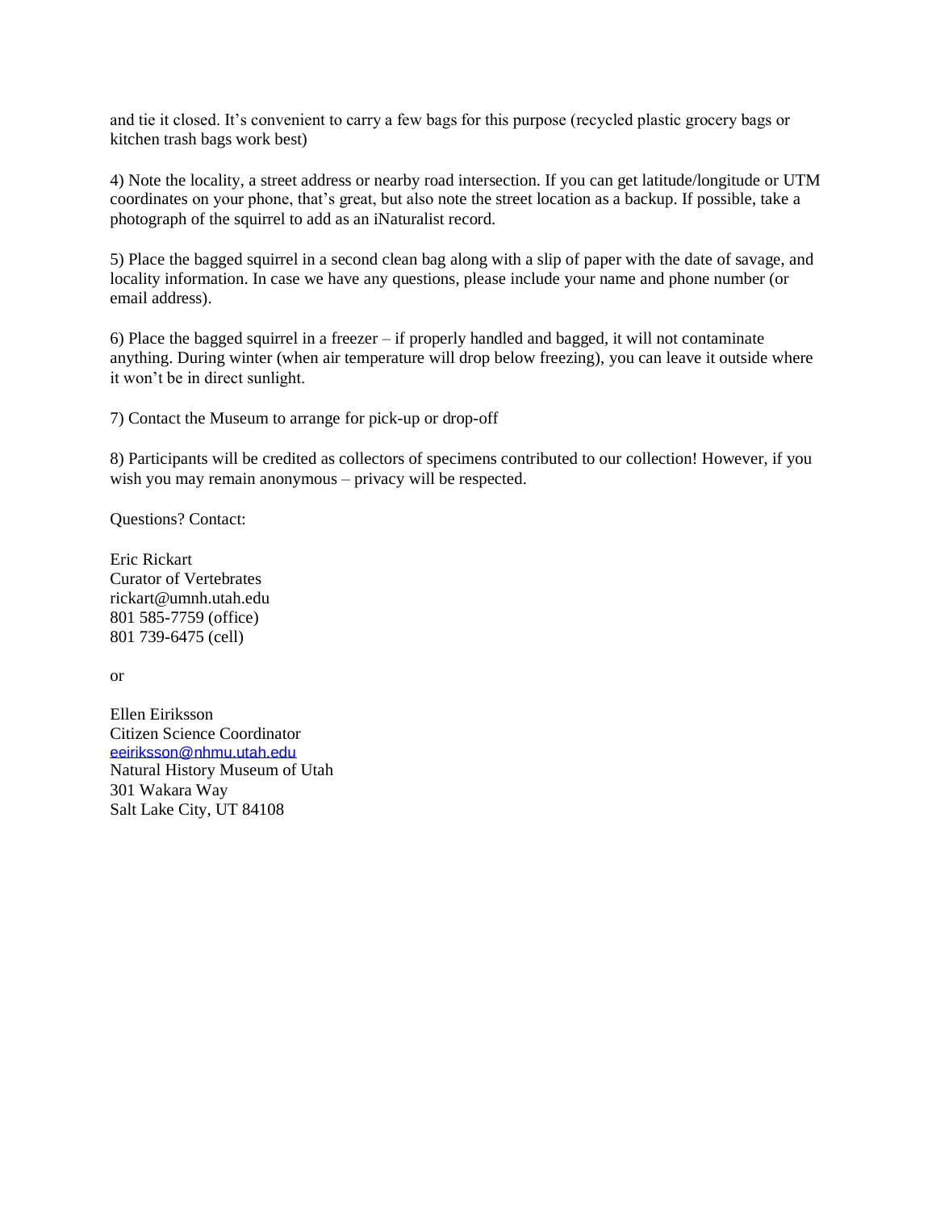and tie it closed. It's convenient to carry a few bags for this purpose (recycled plastic grocery bags or kitchen trash bags work best)

4) Note the locality, a street address or nearby road intersection. If you can get latitude/longitude or UTM coordinates on your phone, that's great, but also note the street location as a backup. If possible, take a photograph of the squirrel to add as an iNaturalist record.

5) Place the bagged squirrel in a second clean bag along with a slip of paper with the date of savage, and locality information. In case we have any questions, please include your name and phone number (or email address).

6) Place the bagged squirrel in a freezer – if properly handled and bagged, it will not contaminate anything. During winter (when air temperature will drop below freezing), you can leave it outside where it won't be in direct sunlight.

7) Contact the Museum to arrange for pick-up or drop-off

8) Participants will be credited as collectors of specimens contributed to our collection! However, if you wish you may remain anonymous – privacy will be respected.

Questions? Contact:

Eric Rickart
Curator of Vertebrates
rickart@umnh.utah.edu
801 585-7759 (office)
801 739-6475 (cell)

or

Ellen Eiriksson
Citizen Science Coordinator
eeiriksson@nhmu.utah.edu
Natural History Museum of Utah
301 Wakara Way
Salt Lake City, UT 84108